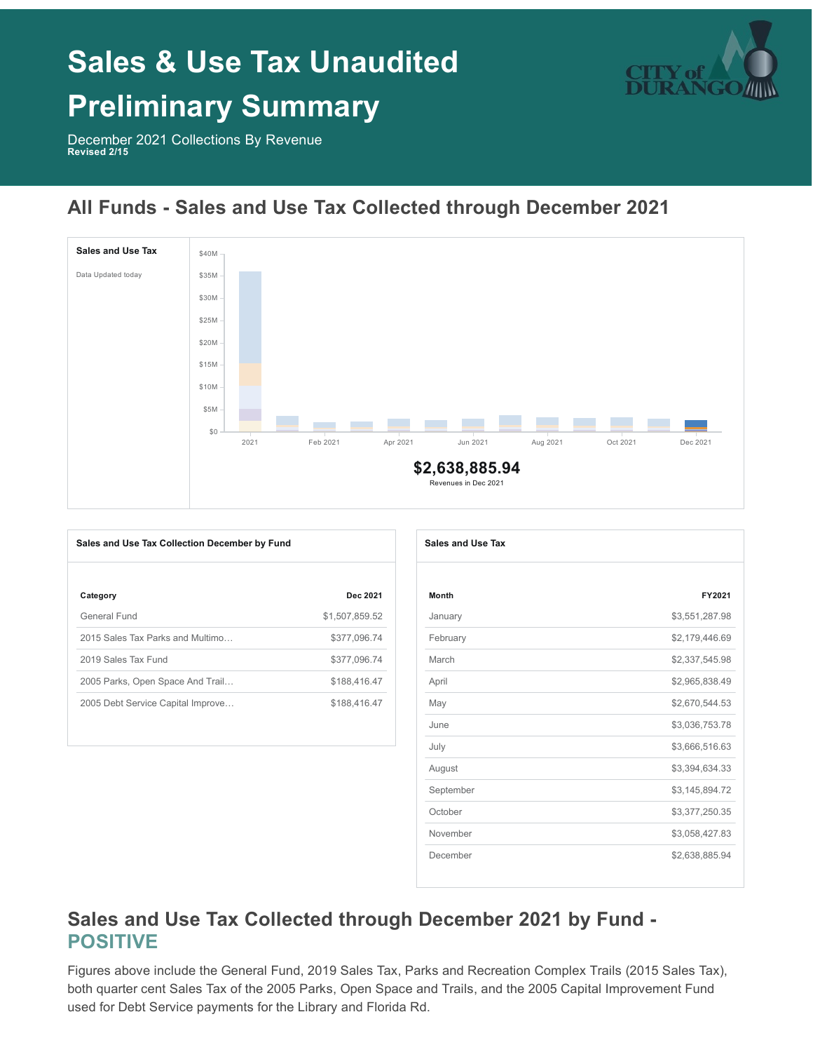# Sales & Use Tax Unaudited Preliminary Summary

December 2021 Collections By Revenue
**Revised 2/15**

## All Funds - Sales and Use Tax Collected through December 2021

**Sales and Use Tax**

Data Updated today

**$2,638,885.94**
Revenues in Dec 2021

**Sales and Use Tax Collection December by Fund**

| Category | Dec 2021 |
|---|---|
| General Fund | $1,507,859.52 |
| 2015 Sales Tax Parks and Multimo… | $377,096.74 |
| 2019 Sales Tax Fund | $377,096.74 |
| 2005 Parks, Open Space And Trail… | $188,416.47 |
| 2005 Debt Service Capital Improve… | $188,416.47 |

**Sales and Use Tax**

| Month | FY2021 |
|---|---|
| January | $3,551,287.98 |
| February | $2,179,446.69 |
| March | $2,337,545.98 |
| April | $2,965,838.49 |
| May | $2,670,544.53 |
| June | $3,036,753.78 |
| July | $3,666,516.63 |
| August | $3,394,634.33 |
| September | $3,145,894.72 |
| October | $3,377,250.35 |
| November | $3,058,427.83 |
| December | $2,638,885.94 |

## Sales and Use Tax Collected through December 2021 by Fund - POSITIVE

Figures above include the General Fund, 2019 Sales Tax, Parks and Recreation Complex Trails (2015 Sales Tax), both quarter cent Sales Tax of the 2005 Parks, Open Space and Trails, and the 2005 Capital Improvement Fund used for Debt Service payments for the Library and Florida Rd.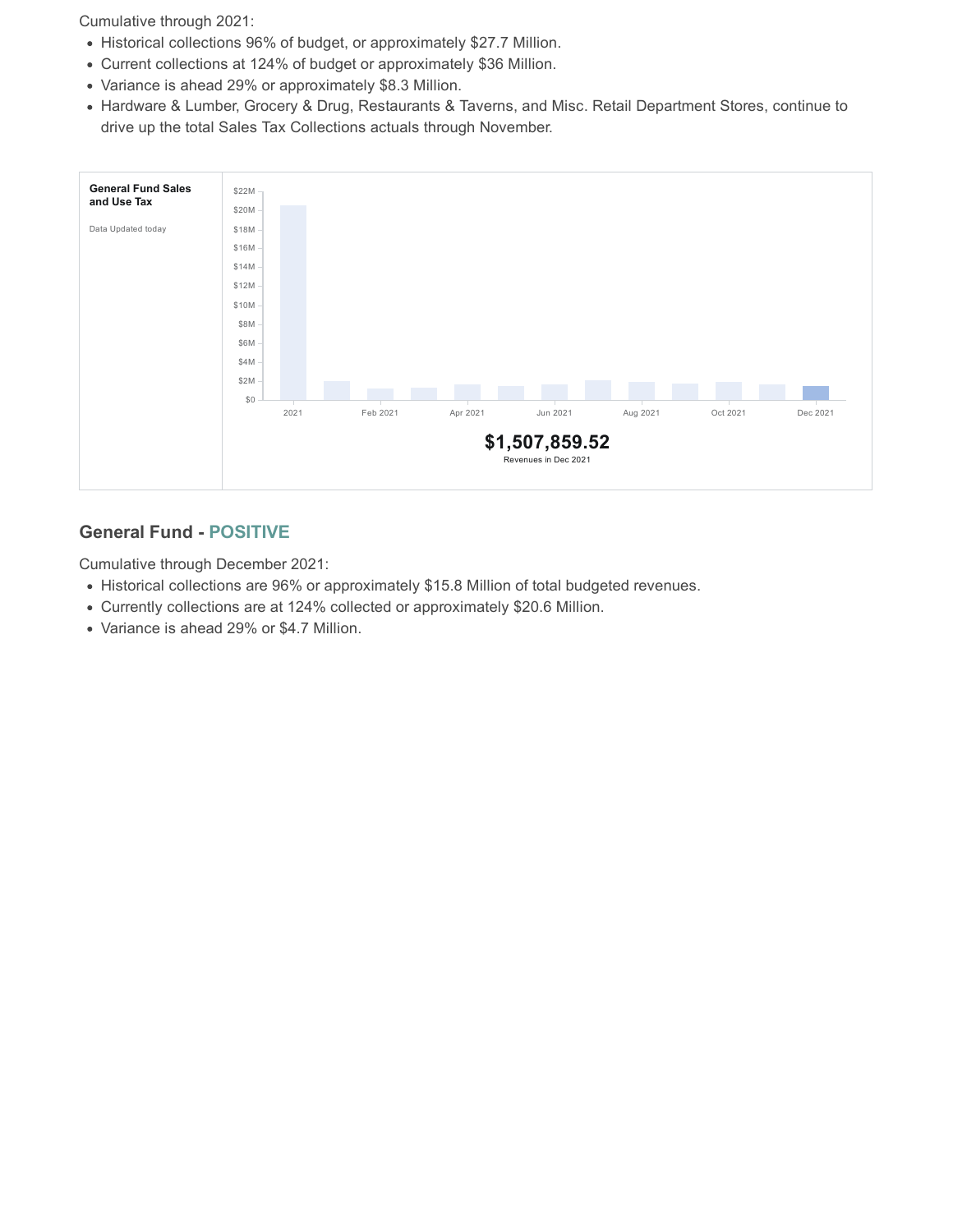Cumulative through 2021:

- Historical collections 96% of budget, or approximately $27.7 Million.
- Current collections at 124% of budget or approximately $36 Million.
- Variance is ahead 29% or approximately $8.3 Million.
- Hardware & Lumber, Grocery & Drug, Restaurants & Taverns, and Misc. Retail Department Stores, continue to drive up the total Sales Tax Collections actuals through November.

**General Fund Sales and Use Tax**

Data Updated today

**$1,507,859.52**

Revenues in Dec 2021

## General Fund - POSITIVE

Cumulative through December 2021:

- Historical collections are 96% or approximately $15.8 Million of total budgeted revenues.
- Currently collections are at 124% collected or approximately $20.6 Million.
- Variance is ahead 29% or $4.7 Million.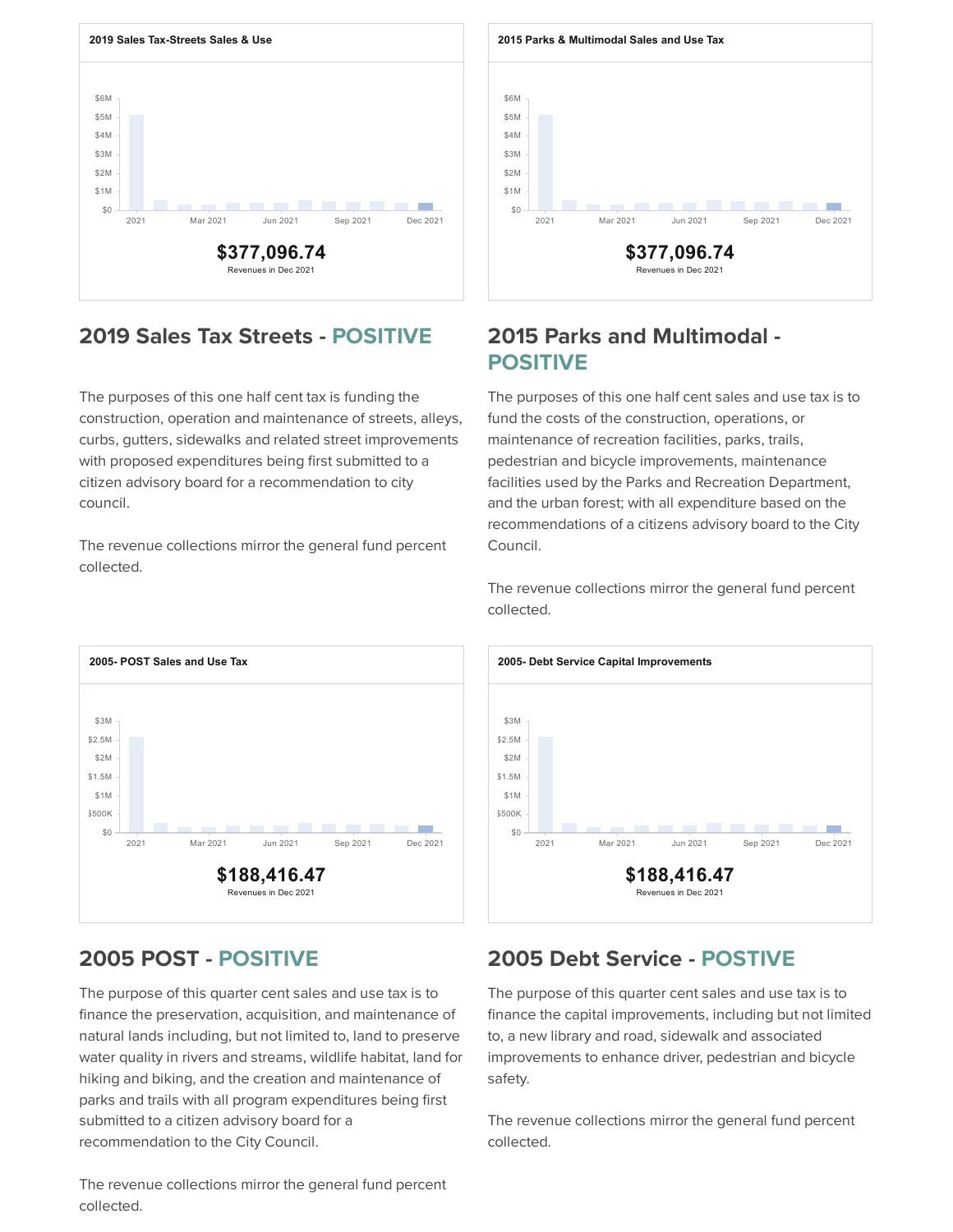**2019 Sales Tax-Streets Sales & Use**

$377,096.74
Revenues in Dec 2021

## 2019 Sales Tax Streets - POSITIVE

The purposes of this one half cent tax is funding the construction, operation and maintenance of streets, alleys, curbs, gutters, sidewalks and related street improvements with proposed expenditures being first submitted to a citizen advisory board for a recommendation to city council.

The revenue collections mirror the general fund percent collected.

**2015 Parks & Multimodal Sales and Use Tax**

$377,096.74
Revenues in Dec 2021

## 2015 Parks and Multimodal - POSITIVE

The purposes of this one half cent sales and use tax is to fund the costs of the construction, operations, or maintenance of recreation facilities, parks, trails, pedestrian and bicycle improvements, maintenance facilities used by the Parks and Recreation Department, and the urban forest; with all expenditure based on the recommendations of a citizens advisory board to the City Council.

The revenue collections mirror the general fund percent collected.

**2005- POST Sales and Use Tax**

$188,416.47
Revenues in Dec 2021

## 2005 POST - POSITIVE

The purpose of this quarter cent sales and use tax is to finance the preservation, acquisition, and maintenance of natural lands including, but not limited to, land to preserve water quality in rivers and streams, wildlife habitat, land for hiking and biking, and the creation and maintenance of parks and trails with all program expenditures being first submitted to a citizen advisory board for a recommendation to the City Council.

The revenue collections mirror the general fund percent collected.

**2005- Debt Service Capital Improvements**

$188,416.47
Revenues in Dec 2021

## 2005 Debt Service - POSTIVE

The purpose of this quarter cent sales and use tax is to finance the capital improvements, including but not limited to, a new library and road, sidewalk and associated improvements to enhance driver, pedestrian and bicycle safety.

The revenue collections mirror the general fund percent collected.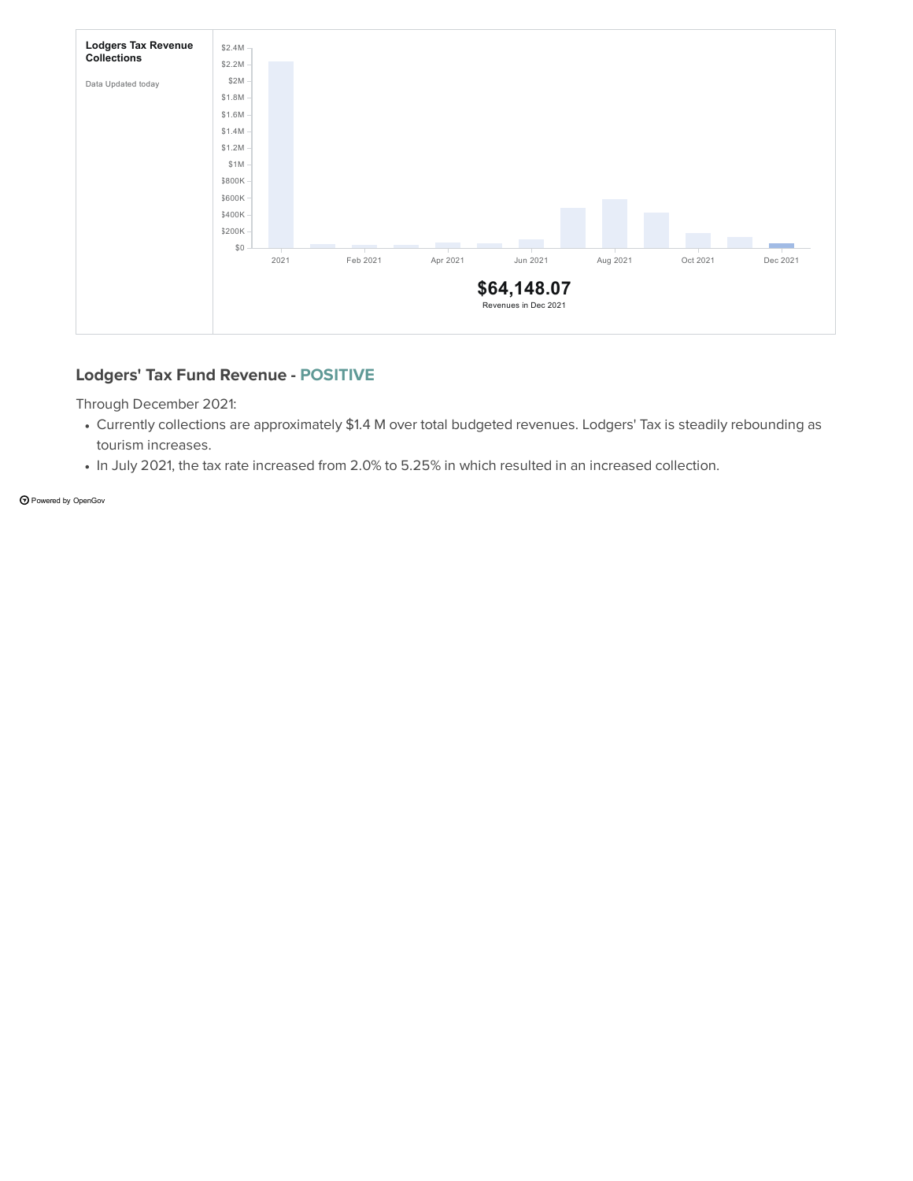Lodgers Tax Revenue Collections

Data Updated today

$2.4M
$2.2M
$2M
$1.8M
$1.6M
$1.4M
$1.2M
$1M
$800K
$600K
$400K
$200K
$0

2021
Feb 2021
Apr 2021
Jun 2021
Aug 2021
Oct 2021
Dec 2021

**$64,148.07**

Revenues in Dec 2021

## Lodgers' Tax Fund Revenue - POSITIVE

Through December 2021:

- Currently collections are approximately $1.4 M over total budgeted revenues. Lodgers' Tax is steadily rebounding as tourism increases.
- In July 2021, the tax rate increased from 2.0% to 5.25% in which resulted in an increased collection.

Powered by OpenGov